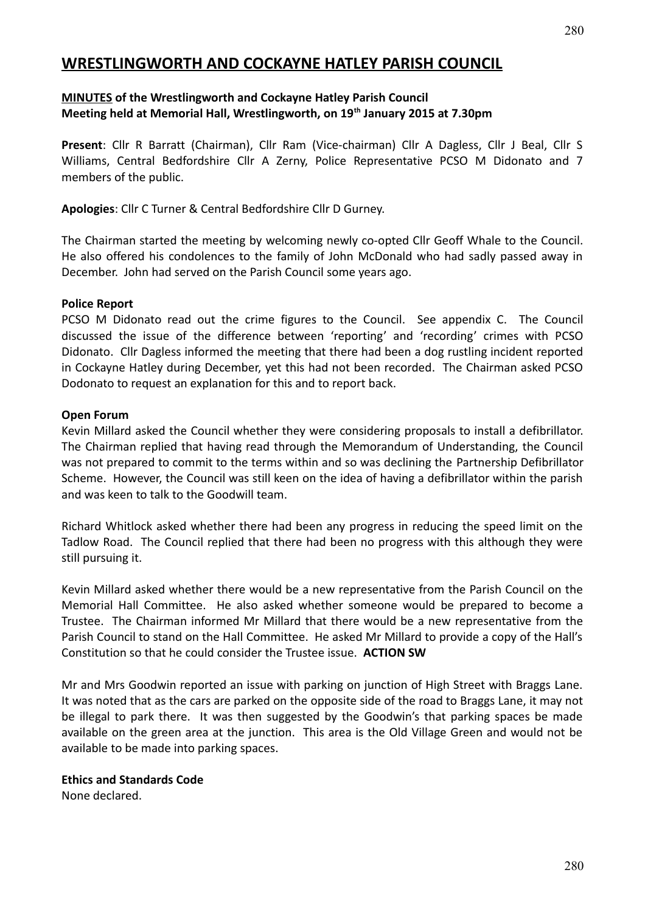# WRESTLINGWORTH AND COCKAYNE HATLEY PARISH COUNCIL

**MINUTES of the Wrestlingworth and Cockayne Hatley Parish Council Meeting held at Memorial Hall, Wrestlingworth, on 19th January 2015 at 7.30pm**

**Present**: Cllr R Barratt (Chairman), Cllr Ram (Vice-chairman) Cllr A Dagless, Cllr J Beal, Cllr S Williams, Central Bedfordshire Cllr A Zerny, Police Representative PCSO M Didonato and 7 members of the public.

**Apologies**: Cllr C Turner & Central Bedfordshire Cllr D Gurney.

The Chairman started the meeting by welcoming newly co-opted Cllr Geoff Whale to the Council. He also offered his condolences to the family of John McDonald who had sadly passed away in December. John had served on the Parish Council some years ago.

**Police Report**

PCSO M Didonato read out the crime figures to the Council. See appendix C. The Council discussed the issue of the difference between 'reporting' and 'recording' crimes with PCSO Didonato. Cllr Dagless informed the meeting that there had been a dog rustling incident reported in Cockayne Hatley during December, yet this had not been recorded. The Chairman asked PCSO Dodonato to request an explanation for this and to report back.

**Open Forum**

Kevin Millard asked the Council whether they were considering proposals to install a defibrillator. The Chairman replied that having read through the Memorandum of Understanding, the Council was not prepared to commit to the terms within and so was declining the Partnership Defibrillator Scheme. However, the Council was still keen on the idea of having a defibrillator within the parish and was keen to talk to the Goodwill team.

Richard Whitlock asked whether there had been any progress in reducing the speed limit on the Tadlow Road. The Council replied that there had been no progress with this although they were still pursuing it.

Kevin Millard asked whether there would be a new representative from the Parish Council on the Memorial Hall Committee. He also asked whether someone would be prepared to become a Trustee. The Chairman informed Mr Millard that there would be a new representative from the Parish Council to stand on the Hall Committee. He asked Mr Millard to provide a copy of the Hall's Constitution so that he could consider the Trustee issue. **ACTION SW**

Mr and Mrs Goodwin reported an issue with parking on junction of High Street with Braggs Lane. It was noted that as the cars are parked on the opposite side of the road to Braggs Lane, it may not be illegal to park there. It was then suggested by the Goodwin's that parking spaces be made available on the green area at the junction. This area is the Old Village Green and would not be available to be made into parking spaces.

**Ethics and Standards Code**

None declared.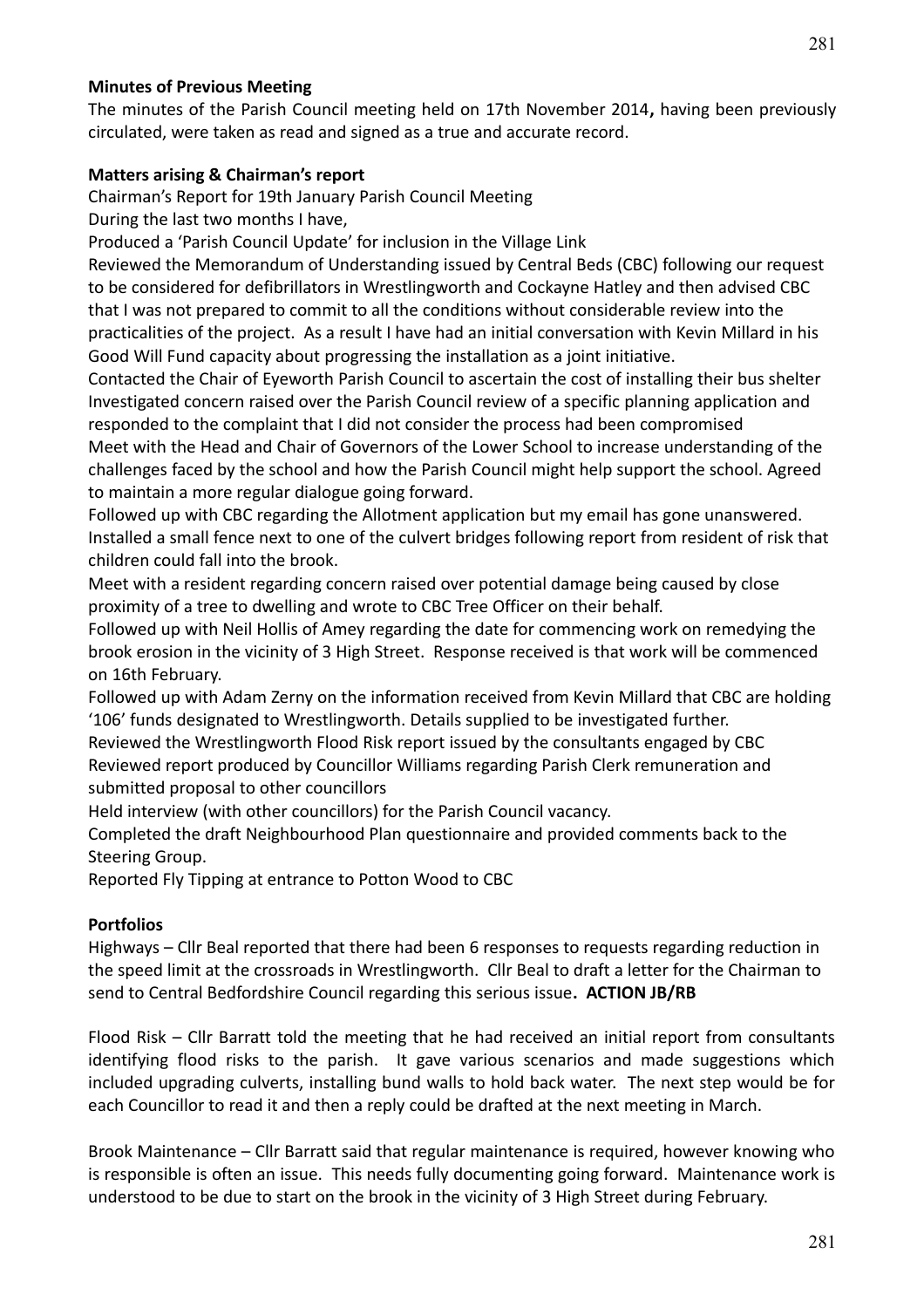**Minutes of Previous Meeting**

The minutes of the Parish Council meeting held on 17th November 2014**,** having been previously circulated, were taken as read and signed as a true and accurate record.

**Matters arising & Chairman's report**

Chairman's Report for 19th January Parish Council Meeting

During the last two months I have,

Produced a 'Parish Council Update' for inclusion in the Village Link

Reviewed the Memorandum of Understanding issued by Central Beds (CBC) following our request to be considered for defibrillators in Wrestlingworth and Cockayne Hatley and then advised CBC that I was not prepared to commit to all the conditions without considerable review into the practicalities of the project. As a result I have had an initial conversation with Kevin Millard in his Good Will Fund capacity about progressing the installation as a joint initiative.

Contacted the Chair of Eyeworth Parish Council to ascertain the cost of installing their bus shelter

Investigated concern raised over the Parish Council review of a specific planning application and responded to the complaint that I did not consider the process had been compromised

Meet with the Head and Chair of Governors of the Lower School to increase understanding of the challenges faced by the school and how the Parish Council might help support the school. Agreed to maintain a more regular dialogue going forward.

Followed up with CBC regarding the Allotment application but my email has gone unanswered.

Installed a small fence next to one of the culvert bridges following report from resident of risk that children could fall into the brook.

Meet with a resident regarding concern raised over potential damage being caused by close proximity of a tree to dwelling and wrote to CBC Tree Officer on their behalf.

Followed up with Neil Hollis of Amey regarding the date for commencing work on remedying the brook erosion in the vicinity of 3 High Street. Response received is that work will be commenced on 16th February.

Followed up with Adam Zerny on the information received from Kevin Millard that CBC are holding '106' funds designated to Wrestlingworth. Details supplied to be investigated further.

Reviewed the Wrestlingworth Flood Risk report issued by the consultants engaged by CBC

Reviewed report produced by Councillor Williams regarding Parish Clerk remuneration and submitted proposal to other councillors

Held interview (with other councillors) for the Parish Council vacancy.

Completed the draft Neighbourhood Plan questionnaire and provided comments back to the Steering Group.

Reported Fly Tipping at entrance to Potton Wood to CBC

**Portfolios**

Highways – Cllr Beal reported that there had been 6 responses to requests regarding reduction in the speed limit at the crossroads in Wrestlingworth. Cllr Beal to draft a letter for the Chairman to send to Central Bedfordshire Council regarding this serious issue**. ACTION JB/RB**

Flood Risk – Cllr Barratt told the meeting that he had received an initial report from consultants identifying flood risks to the parish. It gave various scenarios and made suggestions which included upgrading culverts, installing bund walls to hold back water. The next step would be for each Councillor to read it and then a reply could be drafted at the next meeting in March.

Brook Maintenance – Cllr Barratt said that regular maintenance is required, however knowing who is responsible is often an issue. This needs fully documenting going forward. Maintenance work is understood to be due to start on the brook in the vicinity of 3 High Street during February.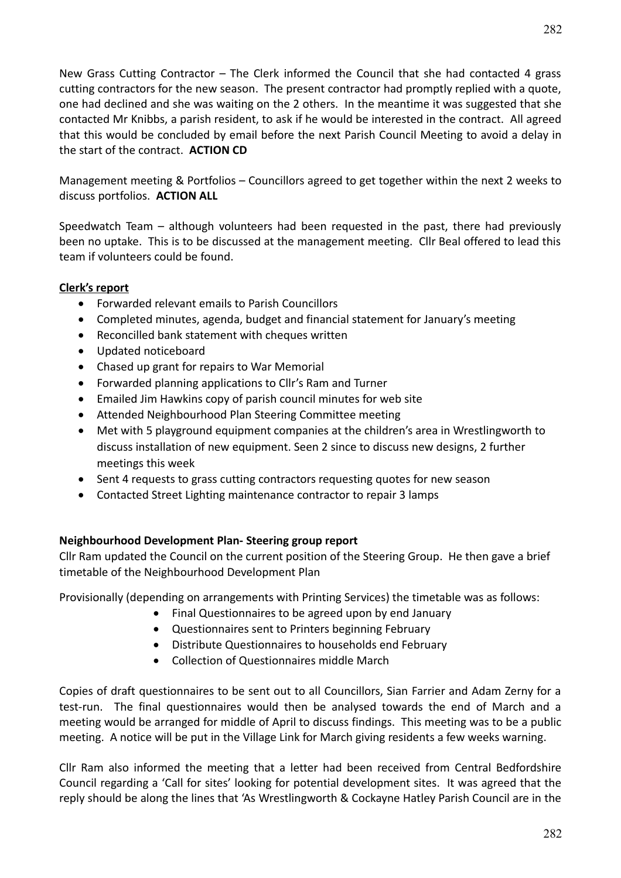New Grass Cutting Contractor – The Clerk informed the Council that she had contacted 4 grass cutting contractors for the new season. The present contractor had promptly replied with a quote, one had declined and she was waiting on the 2 others. In the meantime it was suggested that she contacted Mr Knibbs, a parish resident, to ask if he would be interested in the contract. All agreed that this would be concluded by email before the next Parish Council Meeting to avoid a delay in the start of the contract. **ACTION CD**

Management meeting & Portfolios – Councillors agreed to get together within the next 2 weeks to discuss portfolios. **ACTION ALL**

Speedwatch Team – although volunteers had been requested in the past, there had previously been no uptake. This is to be discussed at the management meeting. Cllr Beal offered to lead this team if volunteers could be found.

**<u>Clerk's report</u>**

- Forwarded relevant emails to Parish Councillors
- Completed minutes, agenda, budget and financial statement for January's meeting
- Reconcilled bank statement with cheques written
- Updated noticeboard
- Chased up grant for repairs to War Memorial
- Forwarded planning applications to Cllr's Ram and Turner
- Emailed Jim Hawkins copy of parish council minutes for web site
- Attended Neighbourhood Plan Steering Committee meeting
- Met with 5 playground equipment companies at the children's area in Wrestlingworth to discuss installation of new equipment. Seen 2 since to discuss new designs, 2 further meetings this week
- Sent 4 requests to grass cutting contractors requesting quotes for new season
- Contacted Street Lighting maintenance contractor to repair 3 lamps

**Neighbourhood Development Plan- Steering group report**

Cllr Ram updated the Council on the current position of the Steering Group. He then gave a brief timetable of the Neighbourhood Development Plan

Provisionally (depending on arrangements with Printing Services) the timetable was as follows:

- Final Questionnaires to be agreed upon by end January
- Questionnaires sent to Printers beginning February
- Distribute Questionnaires to households end February
- Collection of Questionnaires middle March

Copies of draft questionnaires to be sent out to all Councillors, Sian Farrier and Adam Zerny for a test-run. The final questionnaires would then be analysed towards the end of March and a meeting would be arranged for middle of April to discuss findings. This meeting was to be a public meeting. A notice will be put in the Village Link for March giving residents a few weeks warning.

Cllr Ram also informed the meeting that a letter had been received from Central Bedfordshire Council regarding a 'Call for sites' looking for potential development sites. It was agreed that the reply should be along the lines that 'As Wrestlingworth & Cockayne Hatley Parish Council are in the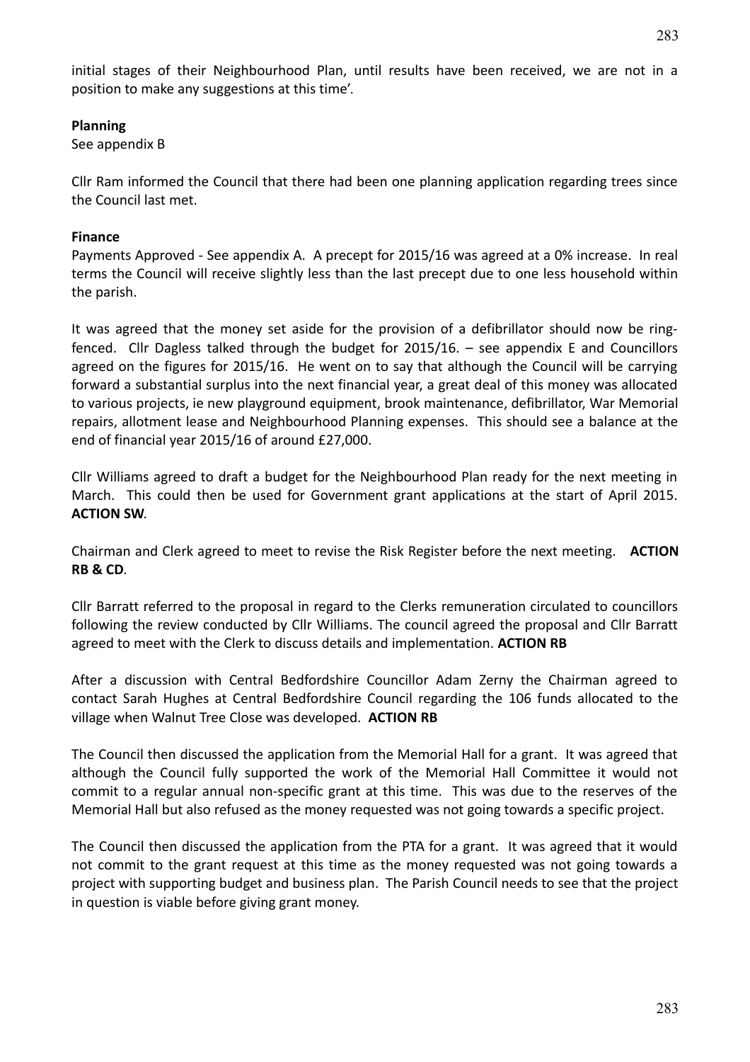initial stages of their Neighbourhood Plan, until results have been received, we are not in a position to make any suggestions at this time'.

**Planning**

See appendix B

Cllr Ram informed the Council that there had been one planning application regarding trees since the Council last met.

**Finance**

Payments Approved - See appendix A. A precept for 2015/16 was agreed at a 0% increase. In real terms the Council will receive slightly less than the last precept due to one less household within the parish.

It was agreed that the money set aside for the provision of a defibrillator should now be ring-fenced. Cllr Dagless talked through the budget for 2015/16. – see appendix E and Councillors agreed on the figures for 2015/16. He went on to say that although the Council will be carrying forward a substantial surplus into the next financial year, a great deal of this money was allocated to various projects, ie new playground equipment, brook maintenance, defibrillator, War Memorial repairs, allotment lease and Neighbourhood Planning expenses. This should see a balance at the end of financial year 2015/16 of around £27,000.

Cllr Williams agreed to draft a budget for the Neighbourhood Plan ready for the next meeting in March. This could then be used for Government grant applications at the start of April 2015. **ACTION SW**.

Chairman and Clerk agreed to meet to revise the Risk Register before the next meeting. **ACTION RB & CD**.

Cllr Barratt referred to the proposal in regard to the Clerks remuneration circulated to councillors following the review conducted by Cllr Williams. The council agreed the proposal and Cllr Barratt agreed to meet with the Clerk to discuss details and implementation. **ACTION RB**

After a discussion with Central Bedfordshire Councillor Adam Zerny the Chairman agreed to contact Sarah Hughes at Central Bedfordshire Council regarding the 106 funds allocated to the village when Walnut Tree Close was developed. **ACTION RB**

The Council then discussed the application from the Memorial Hall for a grant. It was agreed that although the Council fully supported the work of the Memorial Hall Committee it would not commit to a regular annual non-specific grant at this time. This was due to the reserves of the Memorial Hall but also refused as the money requested was not going towards a specific project.

The Council then discussed the application from the PTA for a grant. It was agreed that it would not commit to the grant request at this time as the money requested was not going towards a project with supporting budget and business plan. The Parish Council needs to see that the project in question is viable before giving grant money.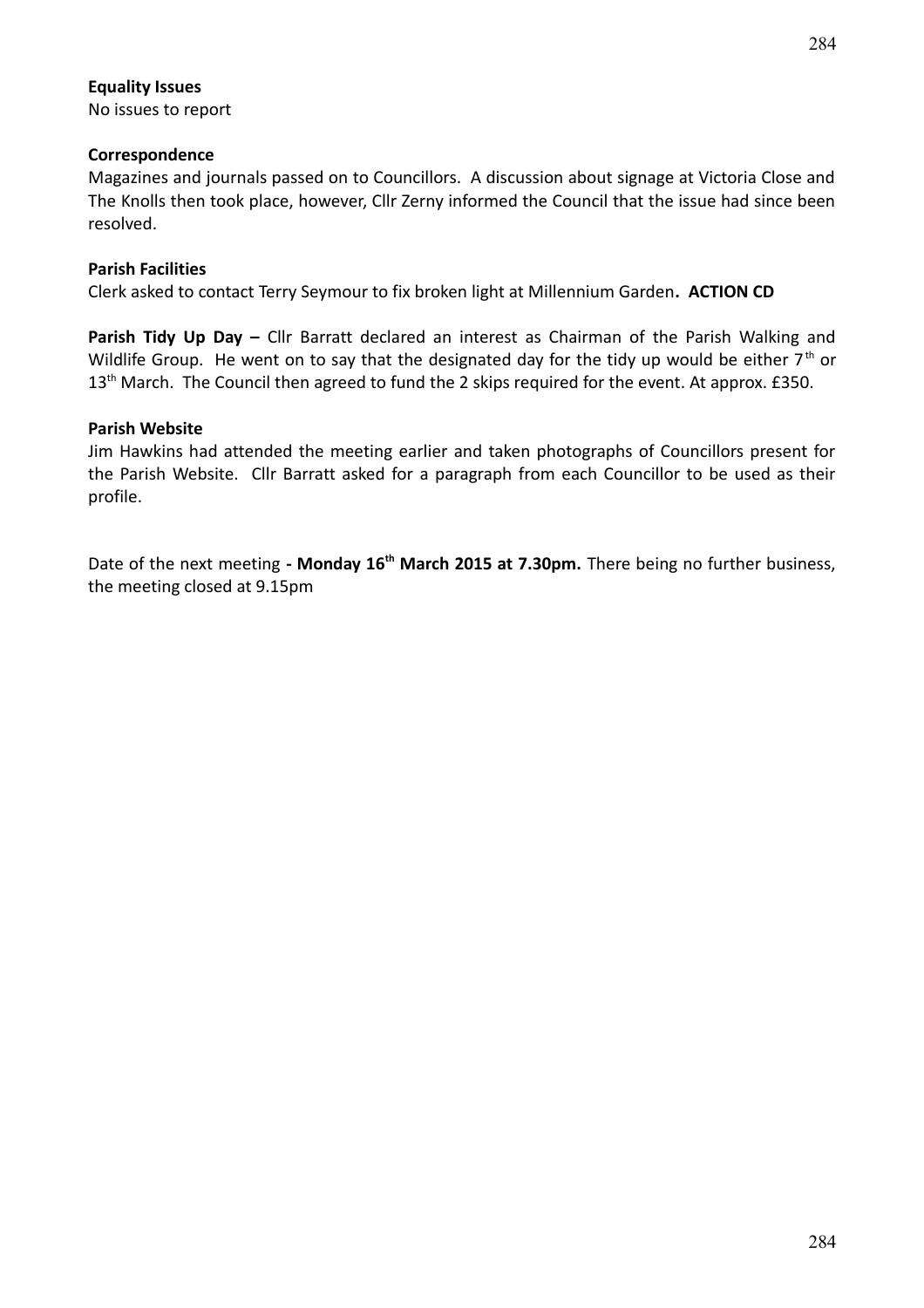**Equality Issues**
No issues to report

**Correspondence**
Magazines and journals passed on to Councillors. A discussion about signage at Victoria Close and The Knolls then took place, however, Cllr Zerny informed the Council that the issue had since been resolved.

**Parish Facilities**
Clerk asked to contact Terry Seymour to fix broken light at Millennium Garden**. ACTION CD**

**Parish Tidy Up Day –** Cllr Barratt declared an interest as Chairman of the Parish Walking and Wildlife Group. He went on to say that the designated day for the tidy up would be either 7th or 13th March. The Council then agreed to fund the 2 skips required for the event. At approx. £350.

**Parish Website**
Jim Hawkins had attended the meeting earlier and taken photographs of Councillors present for the Parish Website. Cllr Barratt asked for a paragraph from each Councillor to be used as their profile.

Date of the next meeting **- Monday 16th March 2015 at 7.30pm.** There being no further business, the meeting closed at 9.15pm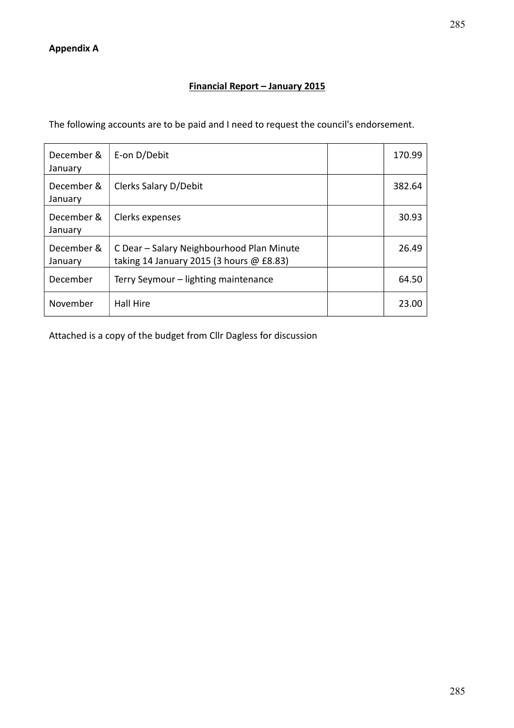**Appendix A**

**Financial Report – January 2015**

The following accounts are to be paid and I need to request the council's endorsement.

| | | | |
|---|---|---|---|
| December & January | E-on D/Debit | | 170.99 |
| December & January | Clerks Salary D/Debit | | 382.64 |
| December & January | Clerks expenses | | 30.93 |
| December & January | C Dear – Salary Neighbourhood Plan Minute taking 14 January 2015 (3 hours @ £8.83) | | 26.49 |
| December | Terry Seymour – lighting maintenance | | 64.50 |
| November | Hall Hire | | 23.00 |

Attached is a copy of the budget from Cllr Dagless for discussion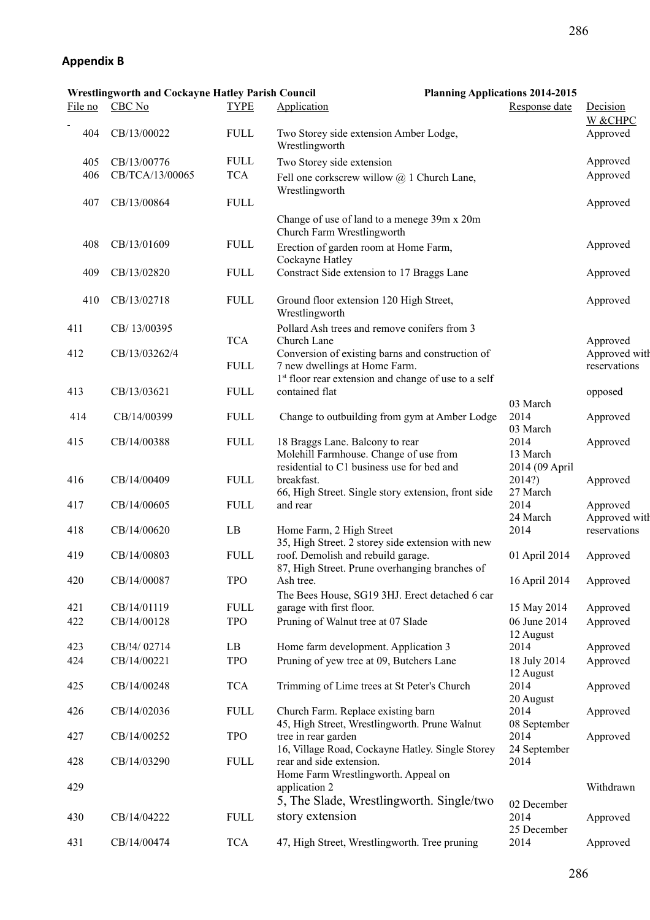## Appendix B

**Wrestlingworth and Cockayne Hatley Parish Council** **Planning Applications 2014-2015**

| File no | CBC No | TYPE | Application | Response date | Decision W &CHPC |
|---|---|---|---|---|---|
| 404 | CB/13/00022 | FULL | Two Storey side extension Amber Lodge, Wrestlingworth | | Approved |
| 405 | CB/13/00776 | FULL | Two Storey side extension | | Approved |
| 406 | CB/TCA/13/00065 | TCA | Fell one corkscrew willow @ 1 Church Lane, Wrestlingworth | | Approved |
| 407 | CB/13/00864 | FULL | Change of use of land to a menege 39m x 20m Church Farm Wrestlingworth | | Approved |
| 408 | CB/13/01609 | FULL | Erection of garden room at Home Farm, Cockayne Hatley | | Approved |
| 409 | CB/13/02820 | FULL | Constract Side extension to 17 Braggs Lane | | Approved |
| 410 | CB/13/02718 | FULL | Ground floor extension 120 High Street, Wrestlingworth | | Approved |
| 411 | CB/ 13/00395 | TCA | Pollard Ash trees and remove conifers from 3 Church Lane | | Approved |
| 412 | CB/13/03262/4 | FULL | Conversion of existing barns and construction of 7 new dwellings at Home Farm. | | Approved with reservations |
| 413 | CB/13/03621 | FULL | 1st floor rear extension and change of use to a self contained flat | | opposed |
| 414 | CB/14/00399 | FULL | Change to outbuilding from gym at Amber Lodge | 03 March 2014 | Approved |
| 415 | CB/14/00388 | FULL | 18 Braggs Lane. Balcony to rear | 03 March 2014 | Approved |
| 416 | CB/14/00409 | FULL | Molehill Farmhouse. Change of use from residential to C1 business use for bed and breakfast. | 13 March 2014 (09 April 2014?) | Approved |
| 417 | CB/14/00605 | FULL | 66, High Street. Single story extension, front side and rear | 27 March 2014 | Approved |
| 418 | CB/14/00620 | LB | Home Farm, 2 High Street | 24 March 2014 | Approved with reservations |
| 419 | CB/14/00803 | FULL | 35, High Street. 2 storey side extension with new roof. Demolish and rebuild garage. | 01 April 2014 | Approved |
| 420 | CB/14/00087 | TPO | 87, High Street. Prune overhanging branches of Ash tree. | 16 April 2014 | Approved |
| 421 | CB/14/01119 | FULL | The Bees House, SG19 3HJ. Erect detached 6 car garage with first floor. | 15 May 2014 | Approved |
| 422 | CB/14/00128 | TPO | Pruning of Walnut tree at 07 Slade | 06 June 2014 | Approved |
| 423 | CB/!4/ 02714 | LB | Home farm development. Application 3 | 12 August 2014 | Approved |
| 424 | CB/14/00221 | TPO | Pruning of yew tree at 09, Butchers Lane | 18 July 2014 | Approved |
| 425 | CB/14/00248 | TCA | Trimming of Lime trees at St Peter's Church | 12 August 2014 | Approved |
| 426 | CB/14/02036 | FULL | Church Farm. Replace existing barn | 20 August 2014 | Approved |
| 427 | CB/14/00252 | TPO | 45, High Street, Wrestlingworth. Prune Walnut tree in rear garden | 08 September 2014 | Approved |
| 428 | CB/14/03290 | FULL | 16, Village Road, Cockayne Hatley. Single Storey rear and side extension. | 24 September 2014 | |
| 429 | | | Home Farm Wrestlingworth. Appeal on application 2 | | Withdrawn |
| 430 | CB/14/04222 | FULL | 5, The Slade, Wrestlingworth. Single/two story extension | 02 December 2014 | Approved |
| 431 | CB/14/00474 | TCA | 47, High Street, Wrestlingworth. Tree pruning | 25 December 2014 | Approved |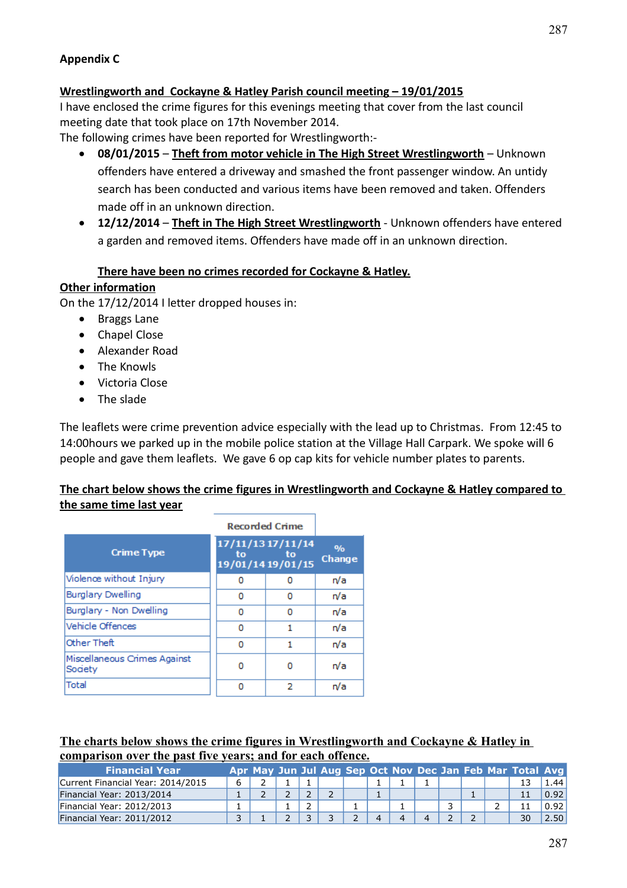**Appendix C**

**Wrestlingworth and Cockayne & Hatley Parish council meeting – 19/01/2015**

I have enclosed the crime figures for this evenings meeting that cover from the last council meeting date that took place on 17th November 2014.

The following crimes have been reported for Wrestlingworth:-

- **08/01/2015 – Theft from motor vehicle in The High Street Wrestlingworth** – Unknown offenders have entered a driveway and smashed the front passenger window. An untidy search has been conducted and various items have been removed and taken. Offenders made off in an unknown direction.
- **12/12/2014 – Theft in The High Street Wrestlingworth** - Unknown offenders have entered a garden and removed items. Offenders have made off in an unknown direction.

**There have been no crimes recorded for Cockayne & Hatley.**

**Other information**

On the 17/12/2014 I letter dropped houses in:

- Braggs Lane
- Chapel Close
- Alexander Road
- The Knowls
- Victoria Close
- The slade

The leaflets were crime prevention advice especially with the lead up to Christmas. From 12:45 to 14:00hours we parked up in the mobile police station at the Village Hall Carpark. We spoke will 6 people and gave them leaflets. We gave 6 op cap kits for vehicle number plates to parents.

**The chart below shows the crime figures in Wrestlingworth and Cockayne & Hatley compared to the same time last year**

| Crime Type | Recorded Crime | | |
|---|---|---|---|
| | 17/11/13 to 19/01/14 | 17/11/14 to 19/01/15 | % Change |
| Violence without Injury | 0 | 0 | n/a |
| Burglary Dwelling | 0 | 0 | n/a |
| Burglary - Non Dwelling | 0 | 0 | n/a |
| Vehicle Offences | 0 | 1 | n/a |
| Other Theft | 0 | 1 | n/a |
| Miscellaneous Crimes Against Society | 0 | 0 | n/a |
| Total | 0 | 2 | n/a |

**The charts below shows the crime figures in Wrestlingworth and Cockayne & Hatley in comparison over the past five years; and for each offence.**

| Financial Year | Apr | May | Jun | Jul | Aug | Sep | Oct | Nov | Dec | Jan | Feb | Mar | Total | Avg |
|---|---|---|---|---|---|---|---|---|---|---|---|---|---|---|
| Current Financial Year: 2014/2015 | 6 | 2 | 1 | 1 | | | 1 | 1 | 1 | | | | 13 | 1.44 |
| Financial Year: 2013/2014 | 1 | 2 | 2 | 2 | 2 | | 1 | | | | 1 | | 11 | 0.92 |
| Financial Year: 2012/2013 | 1 | | 1 | 2 | | 1 | | 1 | | 3 | | 2 | 11 | 0.92 |
| Financial Year: 2011/2012 | 3 | 1 | 2 | 3 | 3 | 2 | 4 | 4 | 4 | 2 | 2 | | 30 | 2.50 |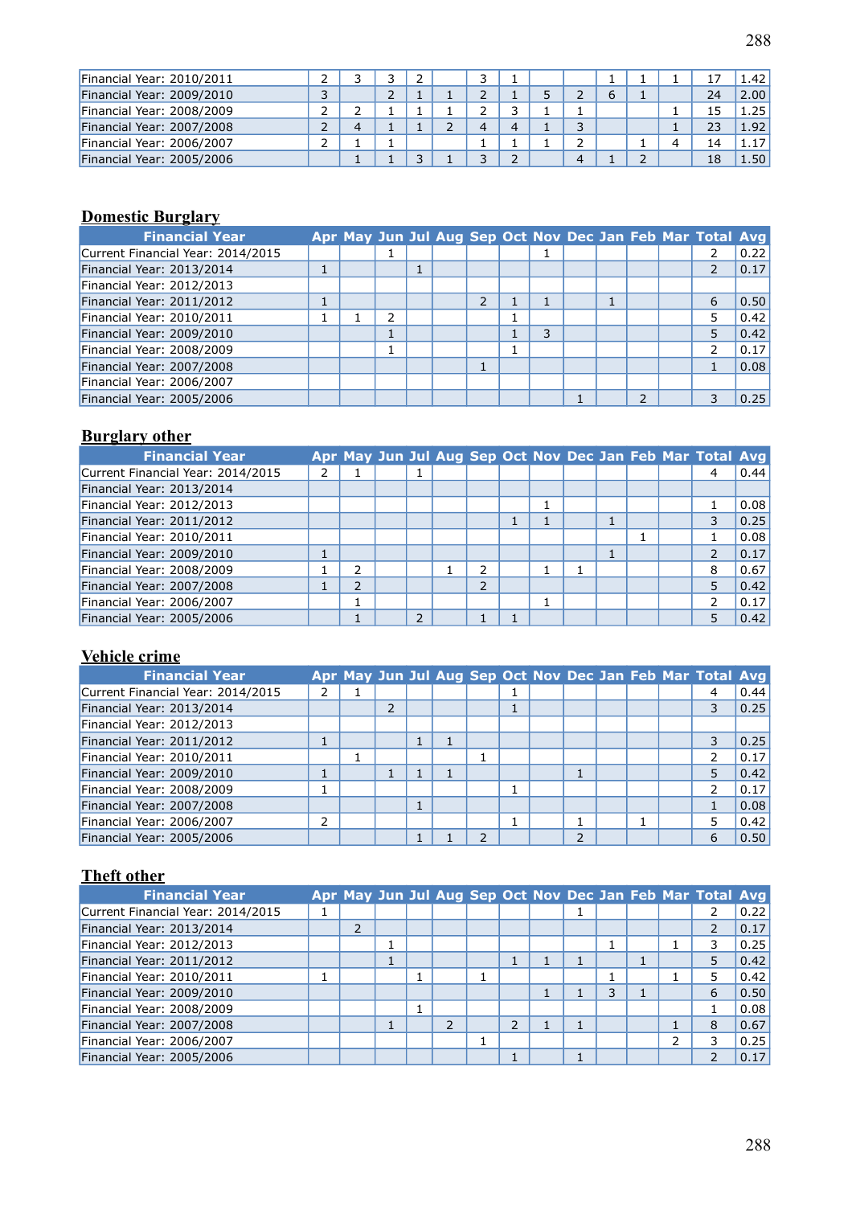| | | | | | | | | | | | | | | |
|---|---|---|---|---|---|---|---|---|---|---|---|---|---|---|
| Financial Year: 2010/2011 | 2 | 3 | 3 | 2 | | 3 | 1 | | | 1 | 1 | 1 | 17 | 1.42 |
| Financial Year: 2009/2010 | 3 | | 2 | 1 | 1 | 2 | 1 | 5 | 2 | 6 | 1 | | 24 | 2.00 |
| Financial Year: 2008/2009 | 2 | 2 | 1 | 1 | 1 | 2 | 3 | 1 | 1 | | | 1 | 15 | 1.25 |
| Financial Year: 2007/2008 | 2 | 4 | 1 | 1 | 2 | 4 | 4 | 1 | 3 | | | 1 | 23 | 1.92 |
| Financial Year: 2006/2007 | 2 | 1 | 1 | | | 1 | 1 | 1 | 2 | | 1 | 4 | 14 | 1.17 |
| Financial Year: 2005/2006 | | 1 | 1 | 3 | 1 | 3 | 2 | | 4 | 1 | 2 | | 18 | 1.50 |

## Domestic Burglary

| Financial Year | Apr | May | Jun | Jul | Aug | Sep | Oct | Nov | Dec | Jan | Feb | Mar | Total | Avg |
|---|---|---|---|---|---|---|---|---|---|---|---|---|---|---|
| Current Financial Year: 2014/2015 | | | 1 | | | | | 1 | | | | | 2 | 0.22 |
| Financial Year: 2013/2014 | 1 | | | 1 | | | | | | | | | 2 | 0.17 |
| Financial Year: 2012/2013 | | | | | | | | | | | | | | |
| Financial Year: 2011/2012 | 1 | | | | | 2 | 1 | 1 | | 1 | | | 6 | 0.50 |
| Financial Year: 2010/2011 | 1 | 1 | 2 | | | | 1 | | | | | | 5 | 0.42 |
| Financial Year: 2009/2010 | | | 1 | | | | 1 | 3 | | | | | 5 | 0.42 |
| Financial Year: 2008/2009 | | | 1 | | | | 1 | | | | | | 2 | 0.17 |
| Financial Year: 2007/2008 | | | | | | 1 | | | | | | | 1 | 0.08 |
| Financial Year: 2006/2007 | | | | | | | | | | | | | | |
| Financial Year: 2005/2006 | | | | | | | | | 1 | | 2 | | 3 | 0.25 |

## Burglary other

| Financial Year | Apr | May | Jun | Jul | Aug | Sep | Oct | Nov | Dec | Jan | Feb | Mar | Total | Avg |
|---|---|---|---|---|---|---|---|---|---|---|---|---|---|---|
| Current Financial Year: 2014/2015 | 2 | 1 | | 1 | | | | | | | | | 4 | 0.44 |
| Financial Year: 2013/2014 | | | | | | | | | | | | | | |
| Financial Year: 2012/2013 | | | | | | | | 1 | | | | | 1 | 0.08 |
| Financial Year: 2011/2012 | | | | | | | 1 | 1 | | 1 | | | 3 | 0.25 |
| Financial Year: 2010/2011 | | | | | | | | | | | 1 | | 1 | 0.08 |
| Financial Year: 2009/2010 | 1 | | | | | | | | | 1 | | | 2 | 0.17 |
| Financial Year: 2008/2009 | 1 | 2 | | | 1 | 2 | | 1 | 1 | | | | 8 | 0.67 |
| Financial Year: 2007/2008 | 1 | 2 | | | | 2 | | | | | | | 5 | 0.42 |
| Financial Year: 2006/2007 | | 1 | | | | | | 1 | | | | | 2 | 0.17 |
| Financial Year: 2005/2006 | | 1 | | 2 | | 1 | 1 | | | | | | 5 | 0.42 |

## Vehicle crime

| Financial Year | Apr | May | Jun | Jul | Aug | Sep | Oct | Nov | Dec | Jan | Feb | Mar | Total | Avg |
|---|---|---|---|---|---|---|---|---|---|---|---|---|---|---|
| Current Financial Year: 2014/2015 | 2 | 1 | | | | | 1 | | | | | | 4 | 0.44 |
| Financial Year: 2013/2014 | | | 2 | | | | 1 | | | | | | 3 | 0.25 |
| Financial Year: 2012/2013 | | | | | | | | | | | | | | |
| Financial Year: 2011/2012 | 1 | | | 1 | 1 | | | | | | | | 3 | 0.25 |
| Financial Year: 2010/2011 | | 1 | | | | 1 | | | | | | | 2 | 0.17 |
| Financial Year: 2009/2010 | 1 | | 1 | 1 | 1 | | | | 1 | | | | 5 | 0.42 |
| Financial Year: 2008/2009 | 1 | | | | | | 1 | | | | | | 2 | 0.17 |
| Financial Year: 2007/2008 | | | | 1 | | | | | | | | | 1 | 0.08 |
| Financial Year: 2006/2007 | 2 | | | | | | 1 | | 1 | | 1 | | 5 | 0.42 |
| Financial Year: 2005/2006 | | | | 1 | 1 | 2 | | | 2 | | | | 6 | 0.50 |

## Theft other

| Financial Year | Apr | May | Jun | Jul | Aug | Sep | Oct | Nov | Dec | Jan | Feb | Mar | Total | Avg |
|---|---|---|---|---|---|---|---|---|---|---|---|---|---|---|
| Current Financial Year: 2014/2015 | 1 | | | | | | | | 1 | | | | 2 | 0.22 |
| Financial Year: 2013/2014 | | 2 | | | | | | | | | | | 2 | 0.17 |
| Financial Year: 2012/2013 | | | 1 | | | | | | | 1 | | 1 | 3 | 0.25 |
| Financial Year: 2011/2012 | | | 1 | | | | 1 | 1 | 1 | | 1 | | 5 | 0.42 |
| Financial Year: 2010/2011 | 1 | | | 1 | | 1 | | | | 1 | | 1 | 5 | 0.42 |
| Financial Year: 2009/2010 | | | | | | | | 1 | 1 | 3 | 1 | | 6 | 0.50 |
| Financial Year: 2008/2009 | | | | 1 | | | | | | | | | 1 | 0.08 |
| Financial Year: 2007/2008 | | | 1 | | 2 | | 2 | 1 | 1 | | | 1 | 8 | 0.67 |
| Financial Year: 2006/2007 | | | | | | 1 | | | | | | 2 | 3 | 0.25 |
| Financial Year: 2005/2006 | | | | | | | 1 | | 1 | | | | 2 | 0.17 |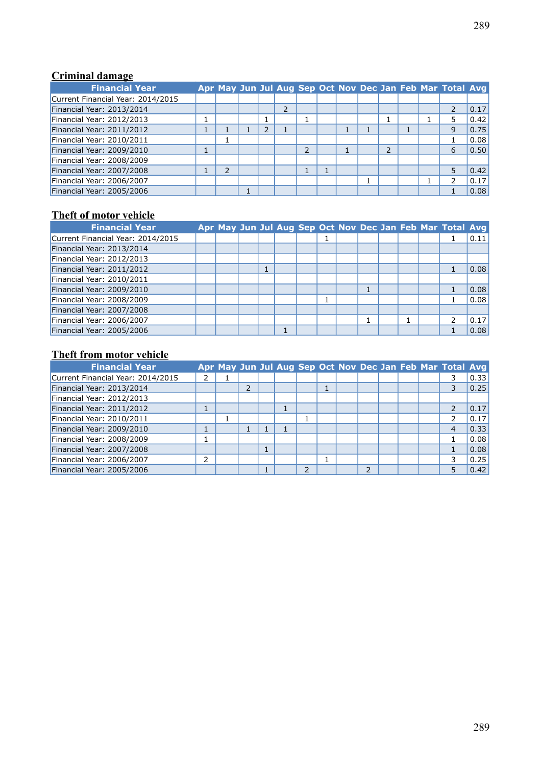## Criminal damage

| Financial Year | Apr | May | Jun | Jul | Aug | Sep | Oct | Nov | Dec | Jan | Feb | Mar | Total | Avg |
|---|---|---|---|---|---|---|---|---|---|---|---|---|---|---|
| Current Financial Year: 2014/2015 | | | | | | | | | | | | | | |
| Financial Year: 2013/2014 | | | | | 2 | | | | | | | | 2 | 0.17 |
| Financial Year: 2012/2013 | 1 | | | 1 | | 1 | | | | 1 | | 1 | 5 | 0.42 |
| Financial Year: 2011/2012 | 1 | 1 | 1 | 2 | 1 | | | 1 | 1 | | 1 | | 9 | 0.75 |
| Financial Year: 2010/2011 | | 1 | | | | | | | | | | | 1 | 0.08 |
| Financial Year: 2009/2010 | 1 | | | | | 2 | | 1 | | 2 | | | 6 | 0.50 |
| Financial Year: 2008/2009 | | | | | | | | | | | | | | |
| Financial Year: 2007/2008 | 1 | 2 | | | | 1 | 1 | | | | | | 5 | 0.42 |
| Financial Year: 2006/2007 | | | | | | | | | 1 | | | 1 | 2 | 0.17 |
| Financial Year: 2005/2006 | | | 1 | | | | | | | | | | 1 | 0.08 |

## Theft of motor vehicle

| Financial Year | Apr | May | Jun | Jul | Aug | Sep | Oct | Nov | Dec | Jan | Feb | Mar | Total | Avg |
|---|---|---|---|---|---|---|---|---|---|---|---|---|---|---|
| Current Financial Year: 2014/2015 | | | | | | | 1 | | | | | | 1 | 0.11 |
| Financial Year: 2013/2014 | | | | | | | | | | | | | | |
| Financial Year: 2012/2013 | | | | | | | | | | | | | | |
| Financial Year: 2011/2012 | | | | 1 | | | | | | | | | 1 | 0.08 |
| Financial Year: 2010/2011 | | | | | | | | | | | | | | |
| Financial Year: 2009/2010 | | | | | | | | | 1 | | | | 1 | 0.08 |
| Financial Year: 2008/2009 | | | | | | | 1 | | | | | | 1 | 0.08 |
| Financial Year: 2007/2008 | | | | | | | | | | | | | | |
| Financial Year: 2006/2007 | | | | | | | | | 1 | | 1 | | 2 | 0.17 |
| Financial Year: 2005/2006 | | | | | 1 | | | | | | | | 1 | 0.08 |

## Theft from motor vehicle

| Financial Year | Apr | May | Jun | Jul | Aug | Sep | Oct | Nov | Dec | Jan | Feb | Mar | Total | Avg |
|---|---|---|---|---|---|---|---|---|---|---|---|---|---|---|
| Current Financial Year: 2014/2015 | 2 | 1 | | | | | | | | | | | 3 | 0.33 |
| Financial Year: 2013/2014 | | | 2 | | | | 1 | | | | | | 3 | 0.25 |
| Financial Year: 2012/2013 | | | | | | | | | | | | | | |
| Financial Year: 2011/2012 | 1 | | | | 1 | | | | | | | | 2 | 0.17 |
| Financial Year: 2010/2011 | | 1 | | | | 1 | | | | | | | 2 | 0.17 |
| Financial Year: 2009/2010 | 1 | | 1 | 1 | 1 | | | | | | | | 4 | 0.33 |
| Financial Year: 2008/2009 | 1 | | | | | | | | | | | | 1 | 0.08 |
| Financial Year: 2007/2008 | | | | 1 | | | | | | | | | 1 | 0.08 |
| Financial Year: 2006/2007 | 2 | | | | | | 1 | | | | | | 3 | 0.25 |
| Financial Year: 2005/2006 | | | | 1 | | 2 | | | 2 | | | | 5 | 0.42 |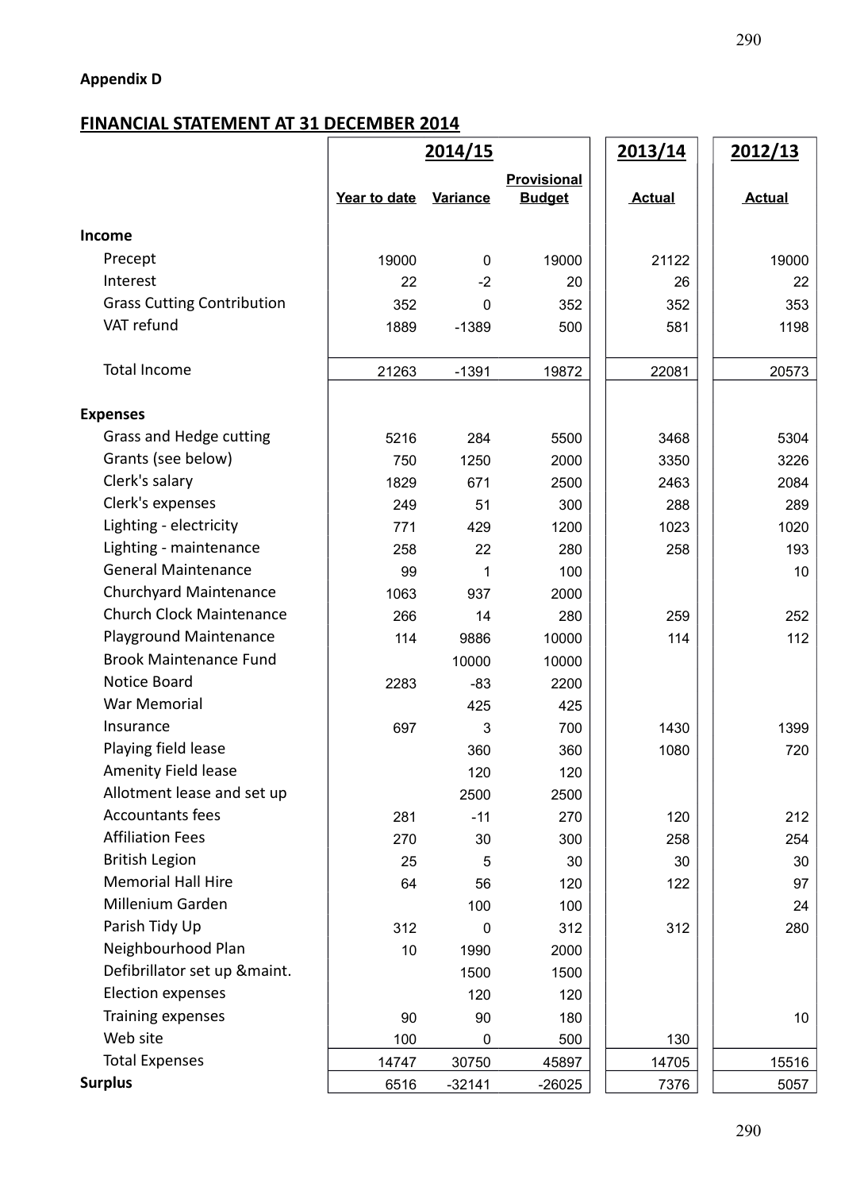**Appendix D**

## FINANCIAL STATEMENT AT 31 DECEMBER 2014

| | 2014/15 | | | 2013/14 | 2012/13 |
|---|---|---|---|---|---|
| | Year to date | Variance | Provisional Budget | Actual | Actual |
| **Income** | | | | | |
| Precept | 19000 | 0 | 19000 | 21122 | 19000 |
| Interest | 22 | -2 | 20 | 26 | 22 |
| Grass Cutting Contribution | 352 | 0 | 352 | 352 | 353 |
| VAT refund | 1889 | -1389 | 500 | 581 | 1198 |
| Total Income | 21263 | -1391 | 19872 | 22081 | 20573 |
| **Expenses** | | | | | |
| Grass and Hedge cutting | 5216 | 284 | 5500 | 3468 | 5304 |
| Grants (see below) | 750 | 1250 | 2000 | 3350 | 3226 |
| Clerk's salary | 1829 | 671 | 2500 | 2463 | 2084 |
| Clerk's expenses | 249 | 51 | 300 | 288 | 289 |
| Lighting - electricity | 771 | 429 | 1200 | 1023 | 1020 |
| Lighting - maintenance | 258 | 22 | 280 | 258 | 193 |
| General Maintenance | 99 | 1 | 100 | | 10 |
| Churchyard Maintenance | 1063 | 937 | 2000 | | |
| Church Clock Maintenance | 266 | 14 | 280 | 259 | 252 |
| Playground Maintenance | 114 | 9886 | 10000 | 114 | 112 |
| Brook Maintenance Fund | | 10000 | 10000 | | |
| Notice Board | 2283 | -83 | 2200 | | |
| War Memorial | | 425 | 425 | | |
| Insurance | 697 | 3 | 700 | 1430 | 1399 |
| Playing field lease | | 360 | 360 | 1080 | 720 |
| Amenity Field lease | | 120 | 120 | | |
| Allotment lease and set up | | 2500 | 2500 | | |
| Accountants fees | 281 | -11 | 270 | 120 | 212 |
| Affiliation Fees | 270 | 30 | 300 | 258 | 254 |
| British Legion | 25 | 5 | 30 | 30 | 30 |
| Memorial Hall Hire | 64 | 56 | 120 | 122 | 97 |
| Millenium Garden | | 100 | 100 | | 24 |
| Parish Tidy Up | 312 | 0 | 312 | 312 | 280 |
| Neighbourhood Plan | 10 | 1990 | 2000 | | |
| Defibrillator set up &maint. | | 1500 | 1500 | | |
| Election expenses | | 120 | 120 | | |
| Training expenses | 90 | 90 | 180 | | 10 |
| Web site | 100 | 0 | 500 | 130 | |
| Total Expenses | 14747 | 30750 | 45897 | 14705 | 15516 |
| **Surplus** | 6516 | -32141 | -26025 | 7376 | 5057 |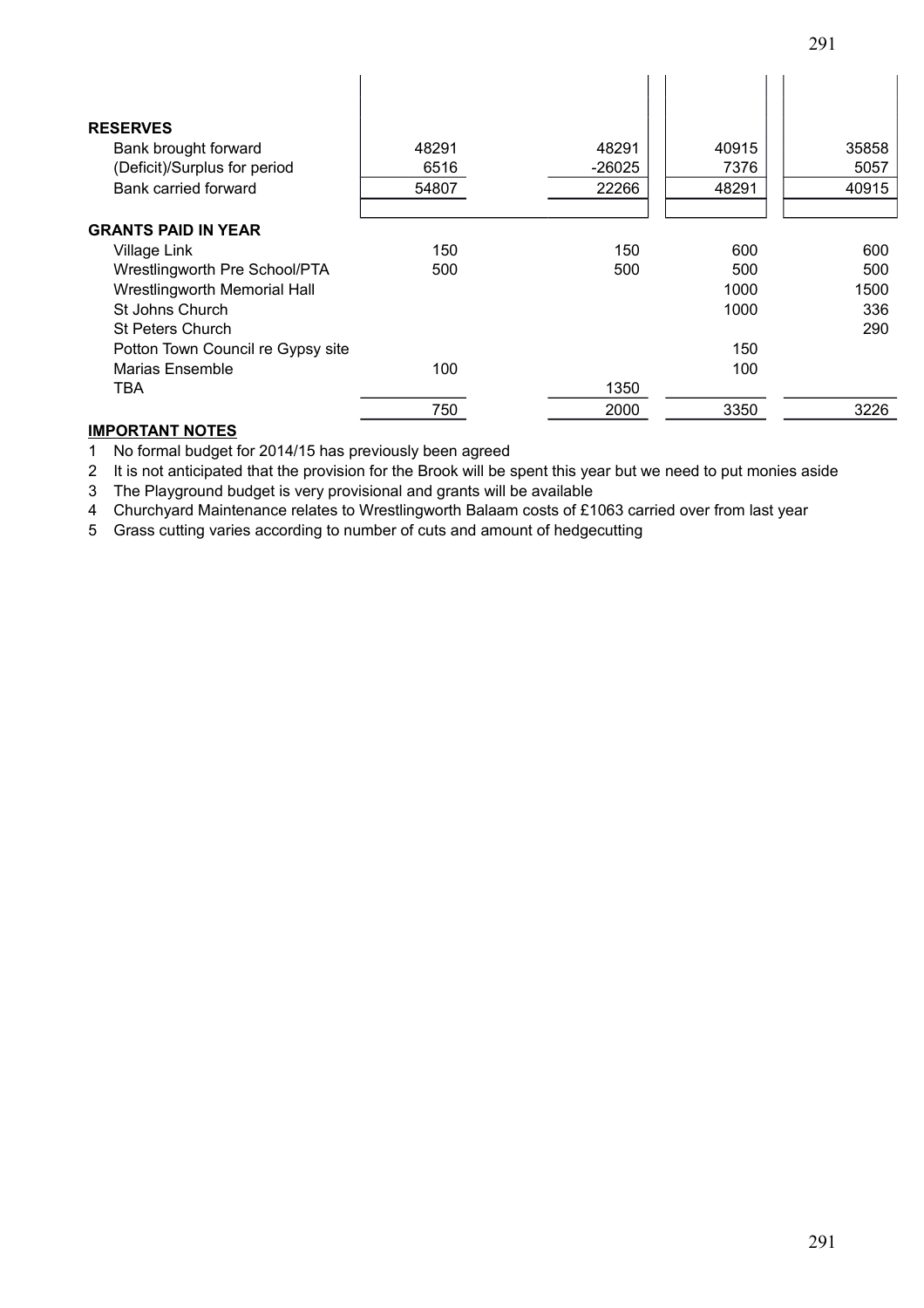| | | | | |
|---|---|---|---|---|
| **RESERVES** | | | | |
| Bank brought forward | 48291 | 48291 | 40915 | 35858 |
| (Deficit)/Surplus for period | 6516 | -26025 | 7376 | 5057 |
| Bank carried forward | 54807 | 22266 | 48291 | 40915 |
| | | | | |
| **GRANTS PAID IN YEAR** | | | | |
| Village Link | 150 | 150 | 600 | 600 |
| Wrestlingworth Pre School/PTA | 500 | 500 | 500 | 500 |
| Wrestlingworth Memorial Hall | | | 1000 | 1500 |
| St Johns Church | | | 1000 | 336 |
| St Peters Church | | | | 290 |
| Potton Town Council re Gypsy site | | | 150 | |
| Marias Ensemble | 100 | | 100 | |
| TBA | | 1350 | | |
| | 750 | 2000 | 3350 | 3226 |

**IMPORTANT NOTES**

1 No formal budget for 2014/15 has previously been agreed
2 It is not anticipated that the provision for the Brook will be spent this year but we need to put monies aside
3 The Playground budget is very provisional and grants will be available
4 Churchyard Maintenance relates to Wrestlingworth Balaam costs of £1063 carried over from last year
5 Grass cutting varies according to number of cuts and amount of hedgecutting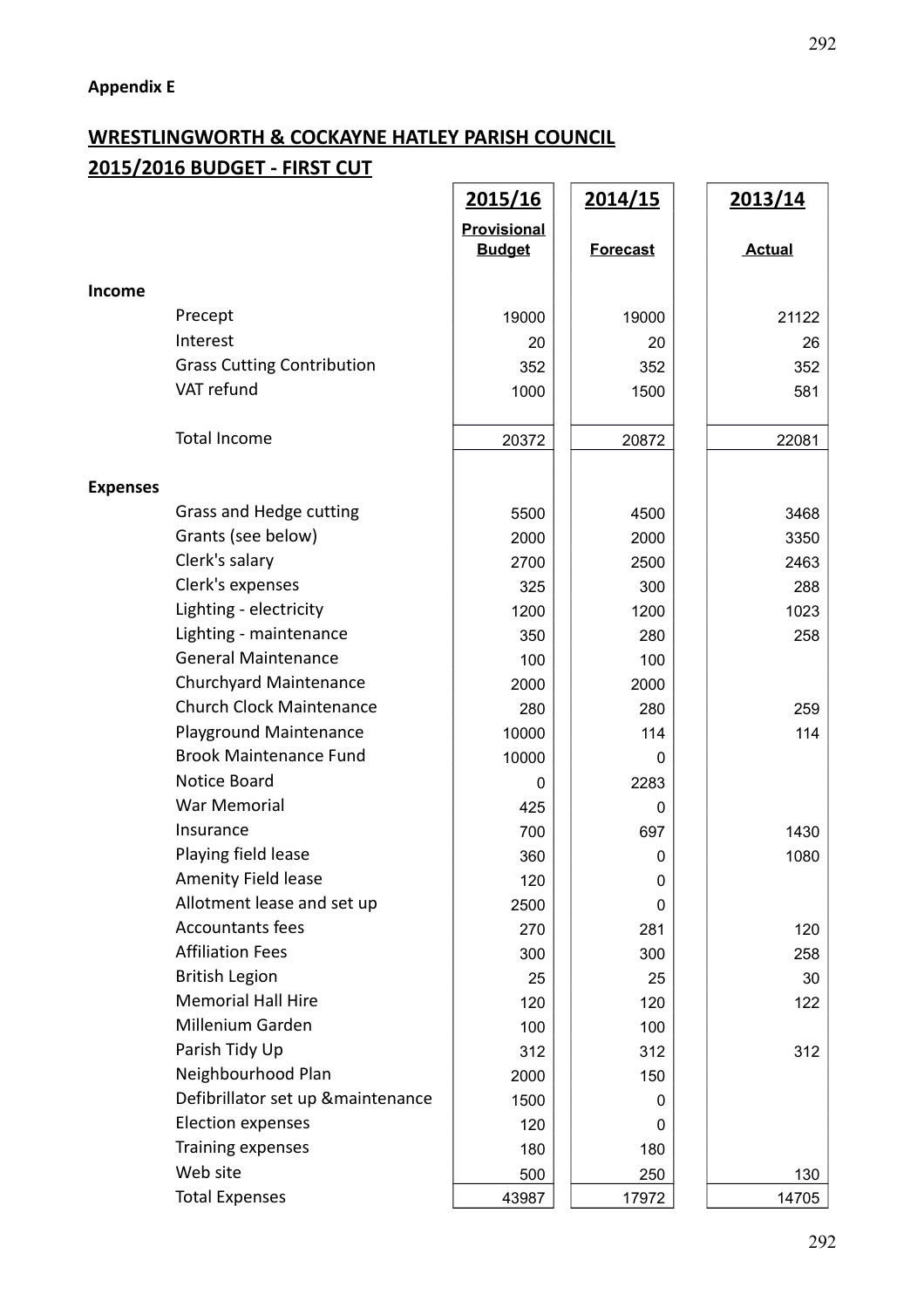**Appendix E**

## WRESTLINGWORTH & COCKAYNE HATLEY PARISH COUNCIL

## 2015/2016 BUDGET - FIRST CUT

| | | 2015/16 | 2014/15 | 2013/14 |
|---|---|---|---|---|
| | | Provisional Budget | Forecast | Actual |
| **Income** | | | | |
| | Precept | 19000 | 19000 | 21122 |
| | Interest | 20 | 20 | 26 |
| | Grass Cutting Contribution | 352 | 352 | 352 |
| | VAT refund | 1000 | 1500 | 581 |
| | Total Income | 20372 | 20872 | 22081 |
| **Expenses** | | | | |
| | Grass and Hedge cutting | 5500 | 4500 | 3468 |
| | Grants (see below) | 2000 | 2000 | 3350 |
| | Clerk's salary | 2700 | 2500 | 2463 |
| | Clerk's expenses | 325 | 300 | 288 |
| | Lighting - electricity | 1200 | 1200 | 1023 |
| | Lighting - maintenance | 350 | 280 | 258 |
| | General Maintenance | 100 | 100 | |
| | Churchyard Maintenance | 2000 | 2000 | |
| | Church Clock Maintenance | 280 | 280 | 259 |
| | Playground Maintenance | 10000 | 114 | 114 |
| | Brook Maintenance Fund | 10000 | 0 | |
| | Notice Board | 0 | 2283 | |
| | War Memorial | 425 | 0 | |
| | Insurance | 700 | 697 | 1430 |
| | Playing field lease | 360 | 0 | 1080 |
| | Amenity Field lease | 120 | 0 | |
| | Allotment lease and set up | 2500 | 0 | |
| | Accountants fees | 270 | 281 | 120 |
| | Affiliation Fees | 300 | 300 | 258 |
| | British Legion | 25 | 25 | 30 |
| | Memorial Hall Hire | 120 | 120 | 122 |
| | Millenium Garden | 100 | 100 | |
| | Parish Tidy Up | 312 | 312 | 312 |
| | Neighbourhood Plan | 2000 | 150 | |
| | Defibrillator set up &maintenance | 1500 | 0 | |
| | Election expenses | 120 | 0 | |
| | Training expenses | 180 | 180 | |
| | Web site | 500 | 250 | 130 |
| | Total Expenses | 43987 | 17972 | 14705 |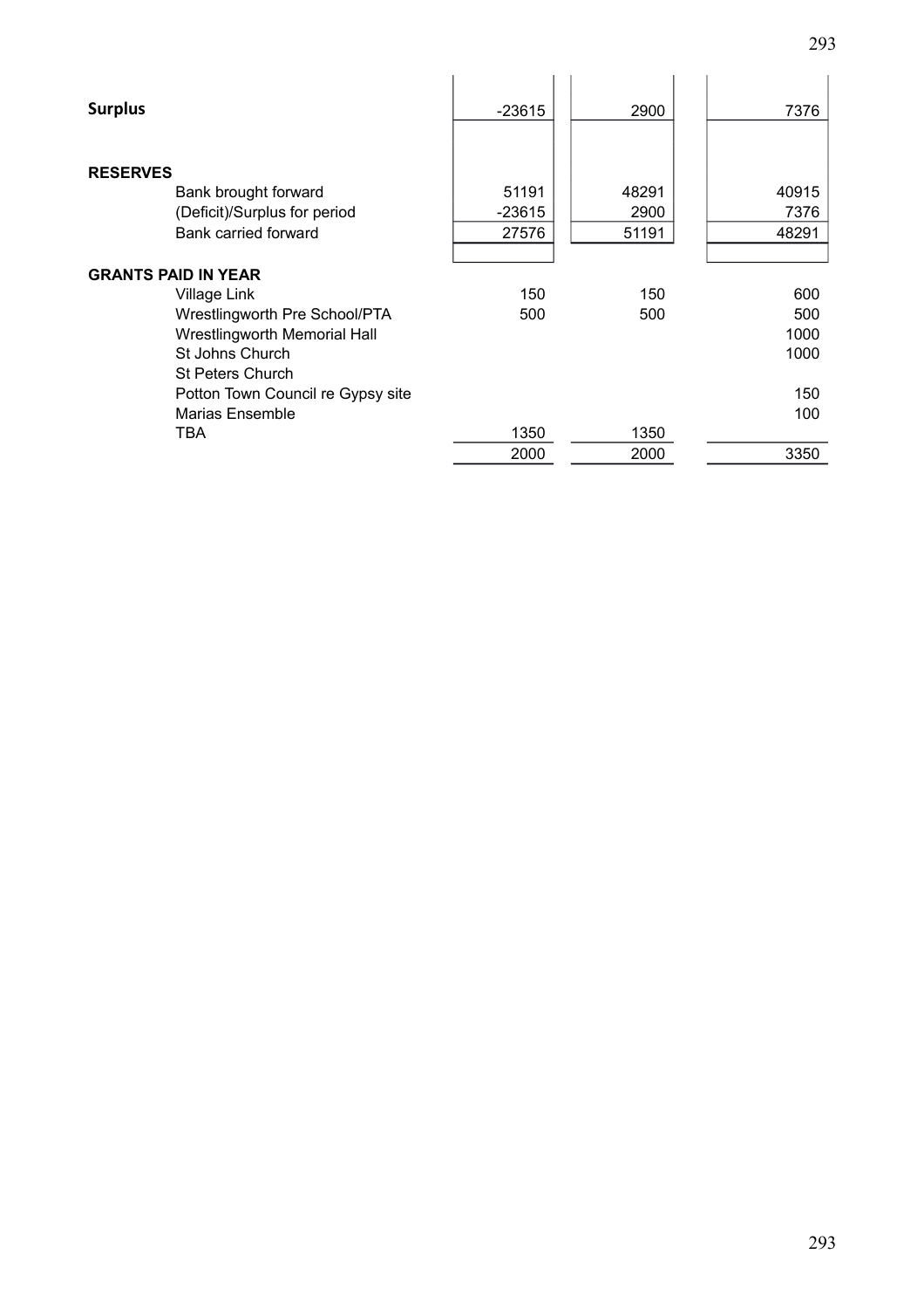| | | | |
|---|---|---|---|
| **Surplus** | -23615 | 2900 | 7376 |
| | | | |
| **RESERVES** | | | |
| Bank brought forward | 51191 | 48291 | 40915 |
| (Deficit)/Surplus for period | -23615 | 2900 | 7376 |
| Bank carried forward | 27576 | 51191 | 48291 |
| | | | |
| **GRANTS PAID IN YEAR** | | | |
| Village Link | 150 | 150 | 600 |
| Wrestlingworth Pre School/PTA | 500 | 500 | 500 |
| Wrestlingworth Memorial Hall | | | 1000 |
| St Johns Church | | | 1000 |
| St Peters Church | | | |
| Potton Town Council re Gypsy site | | | 150 |
| Marias Ensemble | | | 100 |
| TBA | 1350 | 1350 | |
| | 2000 | 2000 | 3350 |